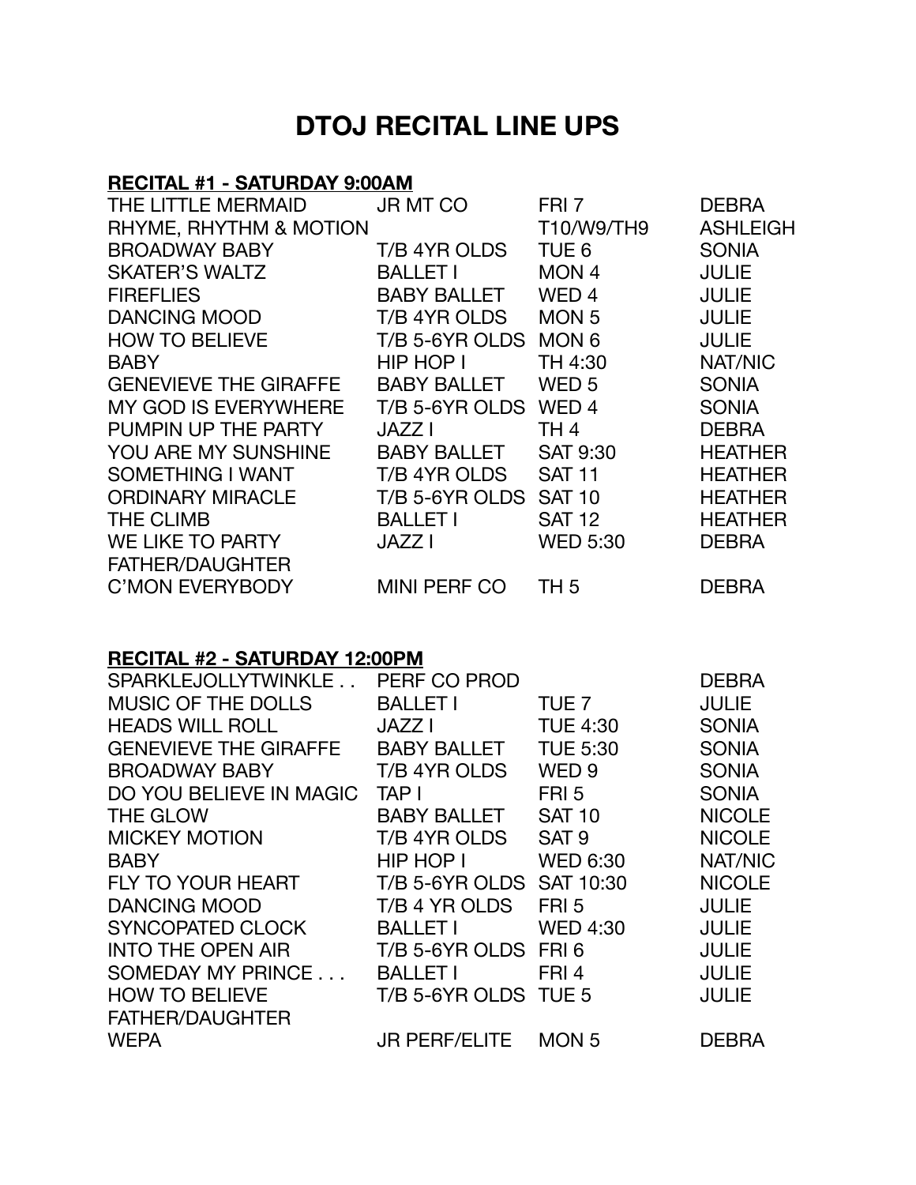# DTOJ RECITAL LINE UPS

## RECITAL #1 - SATURDAY 9:00AM

| | | | |
|---|---|---|---|
| THE LITTLE MERMAID | JR MT CO | FRI 7 | DEBRA |
| RHYME, RHYTHM & MOTION | | T10/W9/TH9 | ASHLEIGH |
| BROADWAY BABY | T/B 4YR OLDS | TUE 6 | SONIA |
| SKATER'S WALTZ | BALLET I | MON 4 | JULIE |
| FIREFLIES | BABY BALLET | WED 4 | JULIE |
| DANCING MOOD | T/B 4YR OLDS | MON 5 | JULIE |
| HOW TO BELIEVE | T/B 5-6YR OLDS | MON 6 | JULIE |
| BABY | HIP HOP I | TH 4:30 | NAT/NIC |
| GENEVIEVE THE GIRAFFE | BABY BALLET | WED 5 | SONIA |
| MY GOD IS EVERYWHERE | T/B 5-6YR OLDS | WED 4 | SONIA |
| PUMPIN UP THE PARTY | JAZZ I | TH 4 | DEBRA |
| YOU ARE MY SUNSHINE | BABY BALLET | SAT 9:30 | HEATHER |
| SOMETHING I WANT | T/B 4YR OLDS | SAT 11 | HEATHER |
| ORDINARY MIRACLE | T/B 5-6YR OLDS | SAT 10 | HEATHER |
| THE CLIMB | BALLET I | SAT 12 | HEATHER |
| WE LIKE TO PARTY | JAZZ I | WED 5:30 | DEBRA |
| FATHER/DAUGHTER | | | |
| C'MON EVERYBODY | MINI PERF CO | TH 5 | DEBRA |

## RECITAL #2 - SATURDAY 12:00PM

| | | | |
|---|---|---|---|
| SPARKLEJOLLYTWINKLE . . | PERF CO PROD | | DEBRA |
| MUSIC OF THE DOLLS | BALLET I | TUE 7 | JULIE |
| HEADS WILL ROLL | JAZZ I | TUE 4:30 | SONIA |
| GENEVIEVE THE GIRAFFE | BABY BALLET | TUE 5:30 | SONIA |
| BROADWAY BABY | T/B 4YR OLDS | WED 9 | SONIA |
| DO YOU BELIEVE IN MAGIC | TAP I | FRI 5 | SONIA |
| THE GLOW | BABY BALLET | SAT 10 | NICOLE |
| MICKEY MOTION | T/B 4YR OLDS | SAT 9 | NICOLE |
| BABY | HIP HOP I | WED 6:30 | NAT/NIC |
| FLY TO YOUR HEART | T/B 5-6YR OLDS | SAT 10:30 | NICOLE |
| DANCING MOOD | T/B 4 YR OLDS | FRI 5 | JULIE |
| SYNCOPATED CLOCK | BALLET I | WED 4:30 | JULIE |
| INTO THE OPEN AIR | T/B 5-6YR OLDS | FRI 6 | JULIE |
| SOMEDAY MY PRINCE . . . | BALLET I | FRI 4 | JULIE |
| HOW TO BELIEVE | T/B 5-6YR OLDS | TUE 5 | JULIE |
| FATHER/DAUGHTER | | | |
| WEPA | JR PERF/ELITE | MON 5 | DEBRA |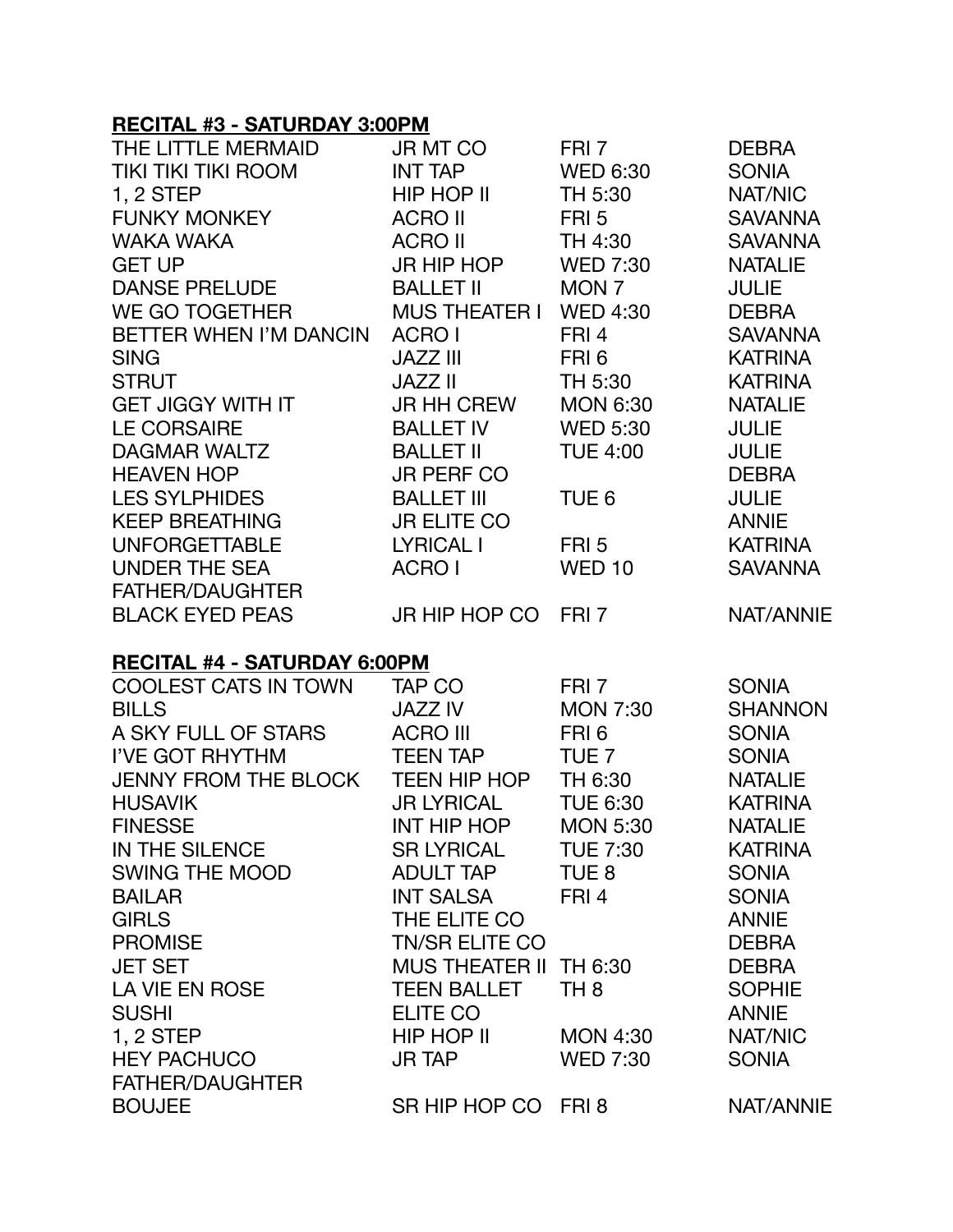**RECITAL #3 - SATURDAY 3:00PM**

| | | | |
|---|---|---|---|
| THE LITTLE MERMAID | JR MT CO | FRI 7 | DEBRA |
| TIKI TIKI TIKI ROOM | INT TAP | WED 6:30 | SONIA |
| 1, 2 STEP | HIP HOP II | TH 5:30 | NAT/NIC |
| FUNKY MONKEY | ACRO II | FRI 5 | SAVANNA |
| WAKA WAKA | ACRO II | TH 4:30 | SAVANNA |
| GET UP | JR HIP HOP | WED 7:30 | NATALIE |
| DANSE PRELUDE | BALLET II | MON 7 | JULIE |
| WE GO TOGETHER | MUS THEATER I | WED 4:30 | DEBRA |
| BETTER WHEN I'M DANCIN | ACRO I | FRI 4 | SAVANNA |
| SING | JAZZ III | FRI 6 | KATRINA |
| STRUT | JAZZ II | TH 5:30 | KATRINA |
| GET JIGGY WITH IT | JR HH CREW | MON 6:30 | NATALIE |
| LE CORSAIRE | BALLET IV | WED 5:30 | JULIE |
| DAGMAR WALTZ | BALLET II | TUE 4:00 | JULIE |
| HEAVEN HOP | JR PERF CO | | DEBRA |
| LES SYLPHIDES | BALLET III | TUE 6 | JULIE |
| KEEP BREATHING | JR ELITE CO | | ANNIE |
| UNFORGETTABLE | LYRICAL I | FRI 5 | KATRINA |
| UNDER THE SEA | ACRO I | WED 10 | SAVANNA |
| FATHER/DAUGHTER | | | |
| BLACK EYED PEAS | JR HIP HOP CO | FRI 7 | NAT/ANNIE |

**RECITAL #4 - SATURDAY 6:00PM**

| | | | |
|---|---|---|---|
| COOLEST CATS IN TOWN | TAP CO | FRI 7 | SONIA |
| BILLS | JAZZ IV | MON 7:30 | SHANNON |
| A SKY FULL OF STARS | ACRO III | FRI 6 | SONIA |
| I'VE GOT RHYTHM | TEEN TAP | TUE 7 | SONIA |
| JENNY FROM THE BLOCK | TEEN HIP HOP | TH 6:30 | NATALIE |
| HUSAVIK | JR LYRICAL | TUE 6:30 | KATRINA |
| FINESSE | INT HIP HOP | MON 5:30 | NATALIE |
| IN THE SILENCE | SR LYRICAL | TUE 7:30 | KATRINA |
| SWING THE MOOD | ADULT TAP | TUE 8 | SONIA |
| BAILAR | INT SALSA | FRI 4 | SONIA |
| GIRLS | THE ELITE CO | | ANNIE |
| PROMISE | TN/SR ELITE CO | | DEBRA |
| JET SET | MUS THEATER II | TH 6:30 | DEBRA |
| LA VIE EN ROSE | TEEN BALLET | TH 8 | SOPHIE |
| SUSHI | ELITE CO | | ANNIE |
| 1, 2 STEP | HIP HOP II | MON 4:30 | NAT/NIC |
| HEY PACHUCO | JR TAP | WED 7:30 | SONIA |
| FATHER/DAUGHTER | | | |
| BOUJEE | SR HIP HOP CO | FRI 8 | NAT/ANNIE |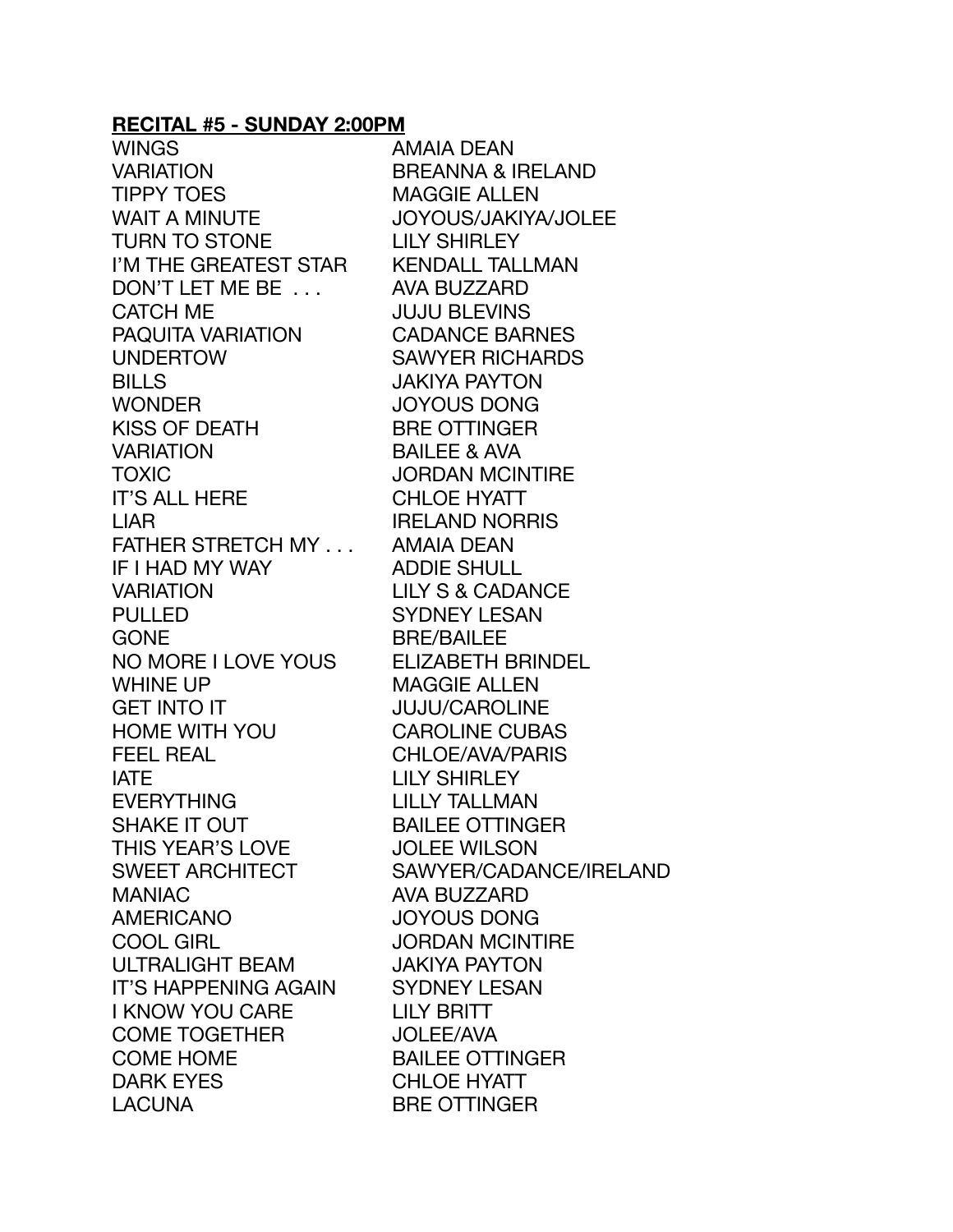**RECITAL #5 - SUNDAY 2:00PM**

| | |
|---|---|
| WINGS | AMAIA DEAN |
| VARIATION | BREANNA & IRELAND |
| TIPPY TOES | MAGGIE ALLEN |
| WAIT A MINUTE | JOYOUS/JAKIYA/JOLEE |
| TURN TO STONE | LILY SHIRLEY |
| I'M THE GREATEST STAR | KENDALL TALLMAN |
| DON'T LET ME BE . . . | AVA BUZZARD |
| CATCH ME | JUJU BLEVINS |
| PAQUITA VARIATION | CADANCE BARNES |
| UNDERTOW | SAWYER RICHARDS |
| BILLS | JAKIYA PAYTON |
| WONDER | JOYOUS DONG |
| KISS OF DEATH | BRE OTTINGER |
| VARIATION | BAILEE & AVA |
| TOXIC | JORDAN MCINTIRE |
| IT'S ALL HERE | CHLOE HYATT |
| LIAR | IRELAND NORRIS |
| FATHER STRETCH MY . . . | AMAIA DEAN |
| IF I HAD MY WAY | ADDIE SHULL |
| VARIATION | LILY S & CADANCE |
| PULLED | SYDNEY LESAN |
| GONE | BRE/BAILEE |
| NO MORE I LOVE YOUS | ELIZABETH BRINDEL |
| WHINE UP | MAGGIE ALLEN |
| GET INTO IT | JUJU/CAROLINE |
| HOME WITH YOU | CAROLINE CUBAS |
| FEEL REAL | CHLOE/AVA/PARIS |
| IATE | LILY SHIRLEY |
| EVERYTHING | LILLY TALLMAN |
| SHAKE IT OUT | BAILEE OTTINGER |
| THIS YEAR'S LOVE | JOLEE WILSON |
| SWEET ARCHITECT | SAWYER/CADANCE/IRELAND |
| MANIAC | AVA BUZZARD |
| AMERICANO | JOYOUS DONG |
| COOL GIRL | JORDAN MCINTIRE |
| ULTRALIGHT BEAM | JAKIYA PAYTON |
| IT'S HAPPENING AGAIN | SYDNEY LESAN |
| I KNOW YOU CARE | LILY BRITT |
| COME TOGETHER | JOLEE/AVA |
| COME HOME | BAILEE OTTINGER |
| DARK EYES | CHLOE HYATT |
| LACUNA | BRE OTTINGER |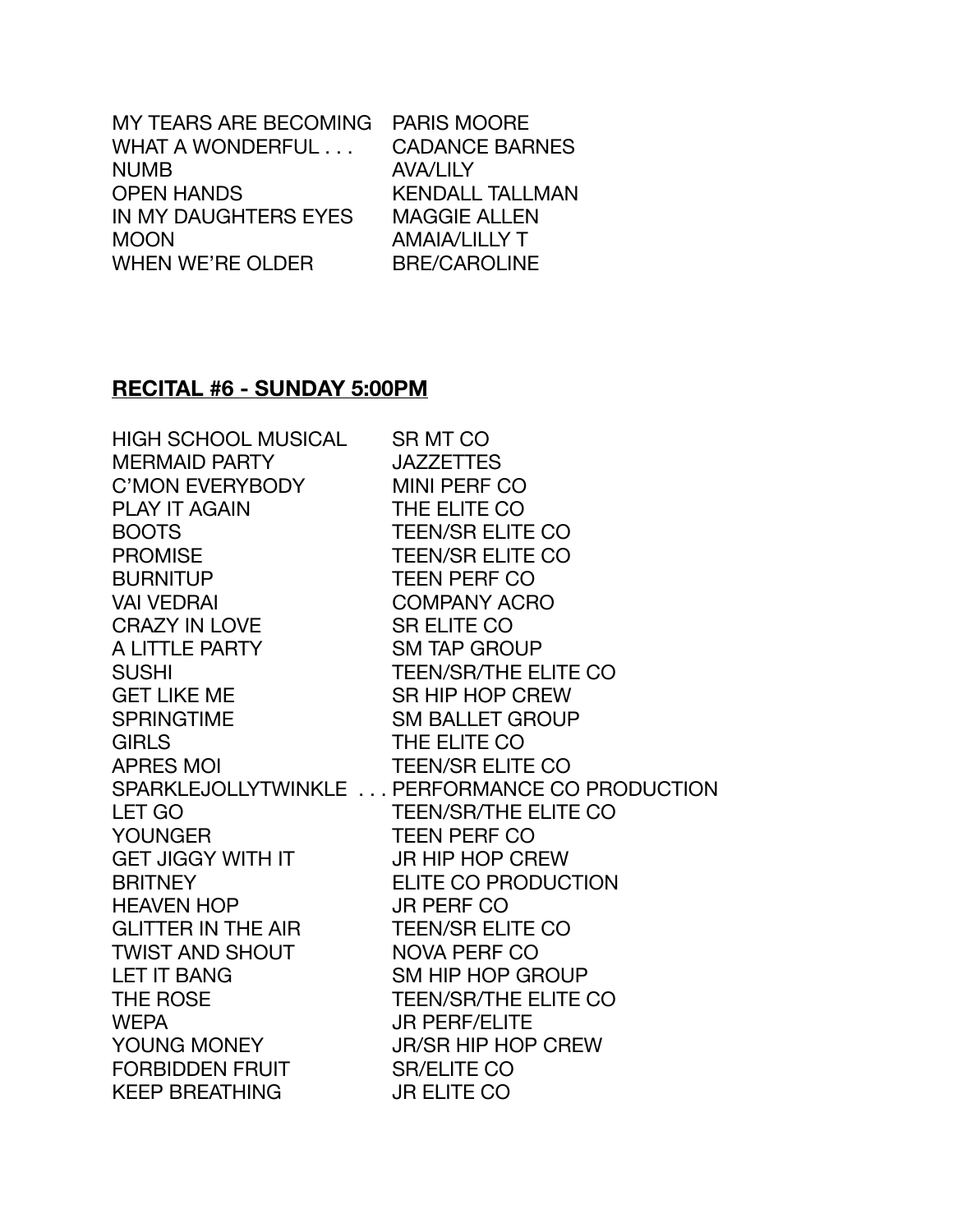| | |
|---|---|
| MY TEARS ARE BECOMING | PARIS MOORE |
| WHAT A WONDERFUL . . . | CADANCE BARNES |
| NUMB | AVA/LILY |
| OPEN HANDS | KENDALL TALLMAN |
| IN MY DAUGHTERS EYES | MAGGIE ALLEN |
| MOON | AMAIA/LILLY T |
| WHEN WE'RE OLDER | BRE/CAROLINE |

## **RECITAL #6 - SUNDAY 5:00PM**

| | |
|---|---|
| HIGH SCHOOL MUSICAL | SR MT CO |
| MERMAID PARTY | JAZZETTES |
| C'MON EVERYBODY | MINI PERF CO |
| PLAY IT AGAIN | THE ELITE CO |
| BOOTS | TEEN/SR ELITE CO |
| PROMISE | TEEN/SR ELITE CO |
| BURNITUP | TEEN PERF CO |
| VAI VEDRAI | COMPANY ACRO |
| CRAZY IN LOVE | SR ELITE CO |
| A LITTLE PARTY | SM TAP GROUP |
| SUSHI | TEEN/SR/THE ELITE CO |
| GET LIKE ME | SR HIP HOP CREW |
| SPRINGTIME | SM BALLET GROUP |
| GIRLS | THE ELITE CO |
| APRES MOI | TEEN/SR ELITE CO |
| SPARKLEJOLLYTWINKLE . . . | PERFORMANCE CO PRODUCTION |
| LET GO | TEEN/SR/THE ELITE CO |
| YOUNGER | TEEN PERF CO |
| GET JIGGY WITH IT | JR HIP HOP CREW |
| BRITNEY | ELITE CO PRODUCTION |
| HEAVEN HOP | JR PERF CO |
| GLITTER IN THE AIR | TEEN/SR ELITE CO |
| TWIST AND SHOUT | NOVA PERF CO |
| LET IT BANG | SM HIP HOP GROUP |
| THE ROSE | TEEN/SR/THE ELITE CO |
| WEPA | JR PERF/ELITE |
| YOUNG MONEY | JR/SR HIP HOP CREW |
| FORBIDDEN FRUIT | SR/ELITE CO |
| KEEP BREATHING | JR ELITE CO |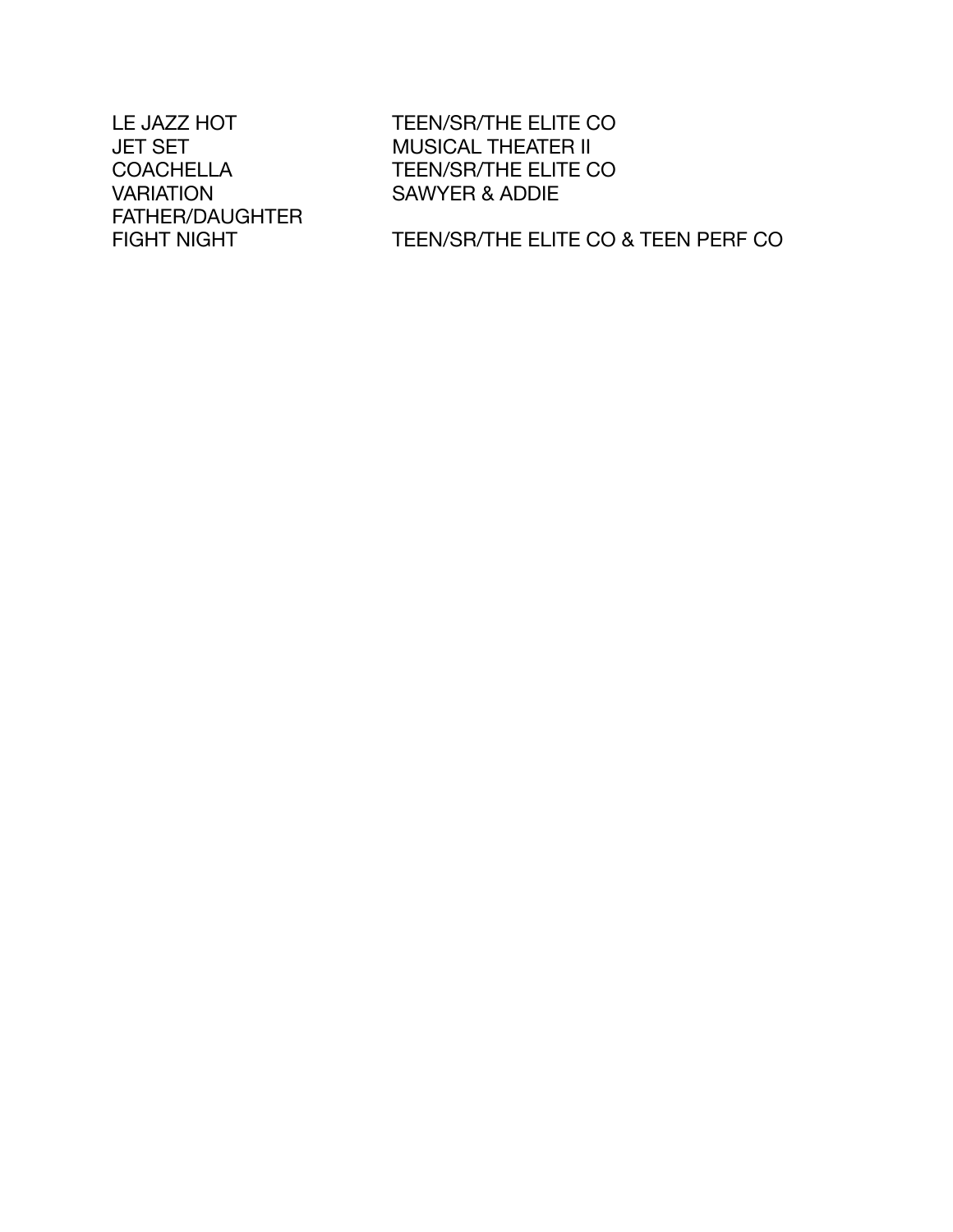| | |
|---|---|
| LE JAZZ HOT | TEEN/SR/THE ELITE CO |
| JET SET | MUSICAL THEATER II |
| COACHELLA | TEEN/SR/THE ELITE CO |
| VARIATION | SAWYER & ADDIE |
| FATHER/DAUGHTER | |
| FIGHT NIGHT | TEEN/SR/THE ELITE CO & TEEN PERF CO |